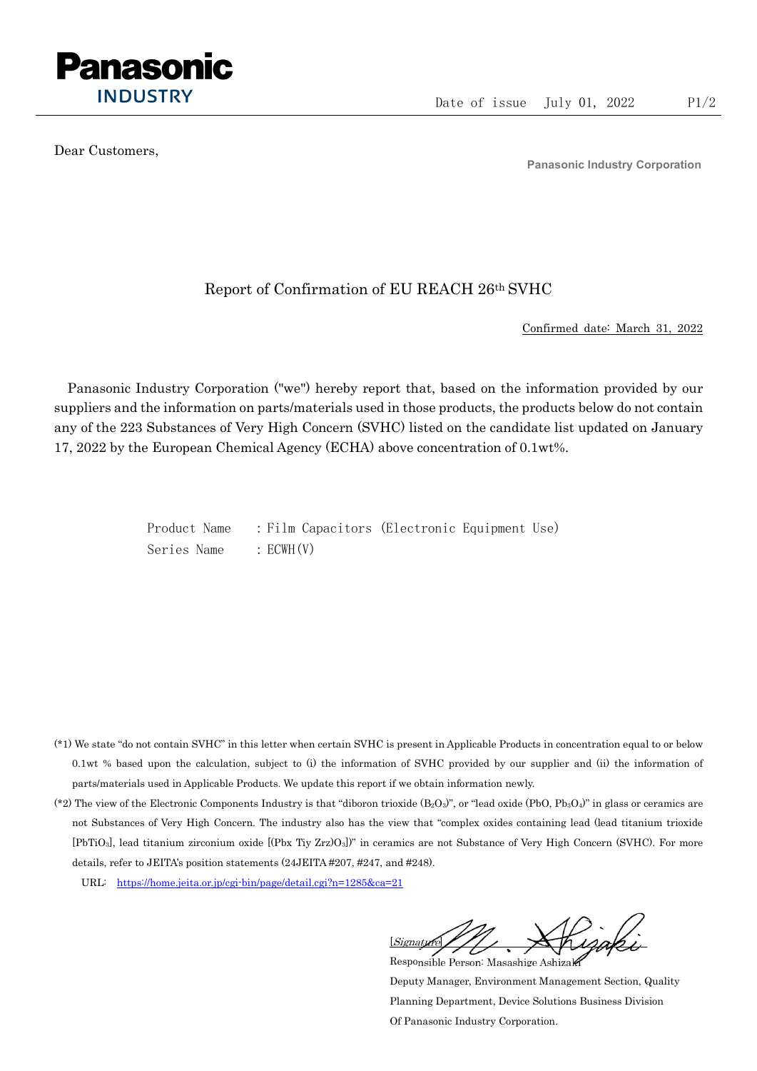Panasonic
INDUSTRY

Date of issue July 01, 2022

Dear Customers,

**Panasonic Industry Corporation**

# Report of Confirmation of EU REACH 26th SVHC

Confirmed date: March 31, 2022

Panasonic Industry Corporation ("we") hereby report that, based on the information provided by our suppliers and the information on parts/materials used in those products, the products below do not contain any of the 223 Substances of Very High Concern (SVHC) listed on the candidate list updated on January 17, 2022 by the European Chemical Agency (ECHA) above concentration of 0.1wt%.

Product Name : Film Capacitors (Electronic Equipment Use)
Series Name : ECWH(V)

(*1) We state "do not contain SVHC" in this letter when certain SVHC is present in Applicable Products in concentration equal to or below 0.1wt % based upon the calculation, subject to (i) the information of SVHC provided by our supplier and (ii) the information of parts/materials used in Applicable Products. We update this report if we obtain information newly.

(*2) The view of the Electronic Components Industry is that "diboron trioxide ($B_2O_3$)", or "lead oxide ($PbO$, $Pb_3O_4$)" in glass or ceramics are not Substances of Very High Concern. The industry also has the view that "complex oxides containing lead (lead titanium trioxide [$PbTiO_3$], lead titanium zirconium oxide [(Pbx Tiy Zrz)$O_3$])" in ceramics are not Substance of Very High Concern (SVHC). For more details, refer to JEITA's position statements (24JEITA #207, #247, and #248).

URL: https://home.jeita.or.jp/cgi-bin/page/detail.cgi?n=1285&ca=21

[Signature]
Responsible Person: Masashige Ashizaki
Deputy Manager, Environment Management Section, Quality Planning Department, Device Solutions Business Division
Of Panasonic Industry Corporation.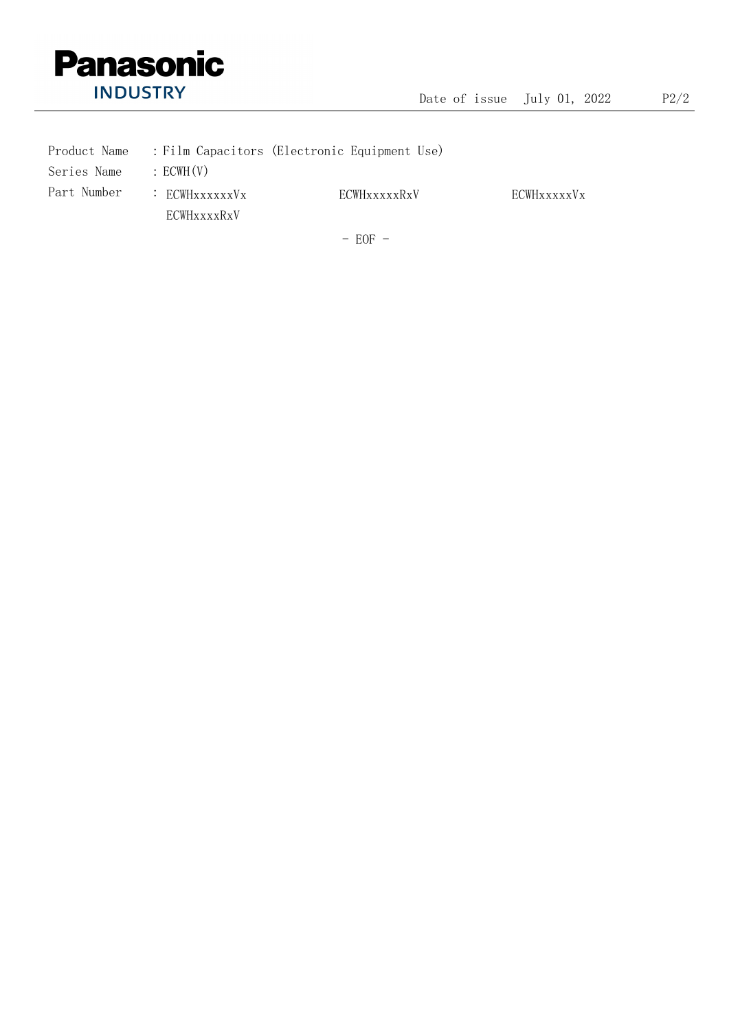Product Name : Film Capacitors (Electronic Equipment Use)

Series Name : ECWH(V)

Part Number : ECWHxxxxxxVx ECWHxxxxxRxV ECWHxxxxxVx ECWHxxxxRxV

- EOF -